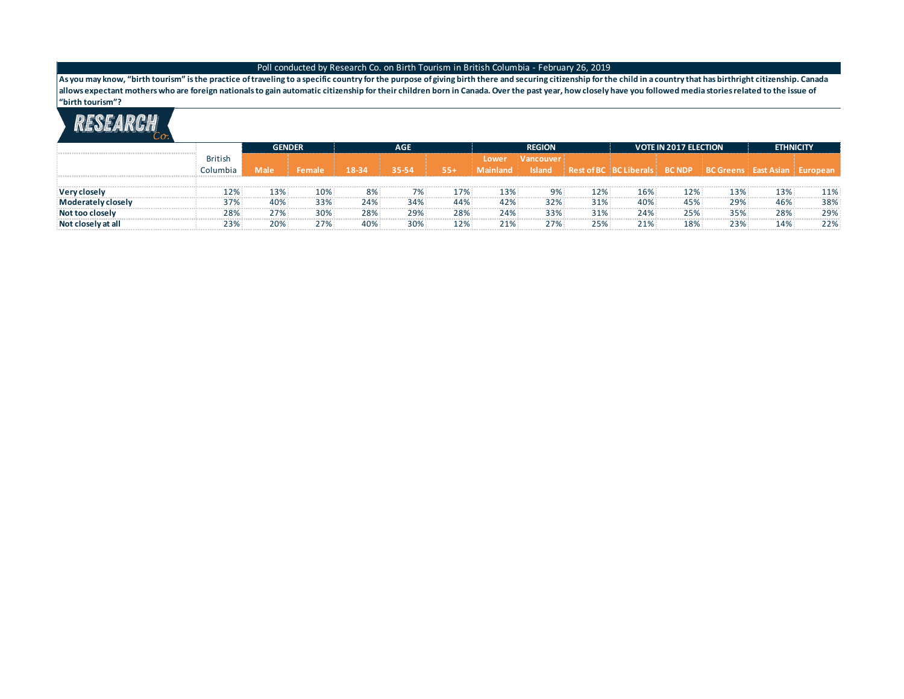Poll conducted by Research Co. on Birth Tourism in British Columbia - February 26, 2019

**As you may know, "birth tourism" is the practice of traveling to a specific country for the purpose of giving birth there and securing citizenship for the child in a country that has birthright citizenship. Canada allows expectant mothers who are foreign nationals to gain automatic citizenship for their children born in Canada. Over the past year, how closely have you followed media stories related to the issue of "birth tourism"?**

| | | GENDER | | AGE | | | REGION | | | VOTE IN 2017 ELECTION | | | ETHNICITY | |
|---|---|---|---|---|---|---|---|---|---|---|---|---|---|---|
| | British Columbia | Male | Female | 18-34 | 35-54 | 55+ | Lower Mainland | Vancouver Island | Rest of BC | BC Liberals | BC NDP | BC Greens | East Asian | European |
| **Very closely** | 12% | 13% | 10% | 8% | 7% | 17% | 13% | 9% | 12% | 16% | 12% | 13% | 13% | 11% |
| **Moderately closely** | 37% | 40% | 33% | 24% | 34% | 44% | 42% | 32% | 31% | 40% | 45% | 29% | 46% | 38% |
| **Not too closely** | 28% | 27% | 30% | 28% | 29% | 28% | 24% | 33% | 31% | 24% | 25% | 35% | 28% | 29% |
| **Not closely at all** | 23% | 20% | 27% | 40% | 30% | 12% | 21% | 27% | 25% | 21% | 18% | 23% | 14% | 22% |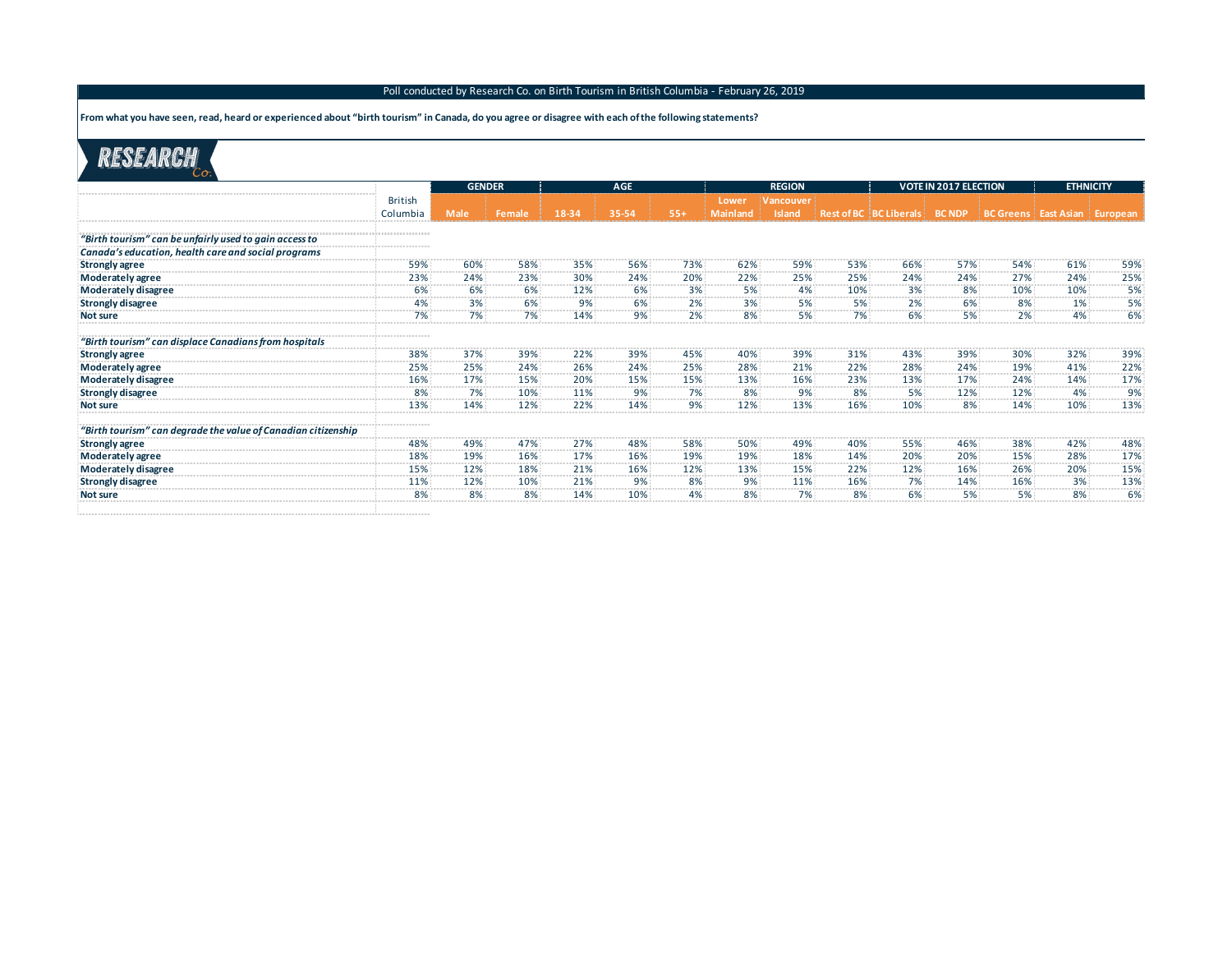Poll conducted by Research Co. on Birth Tourism in British Columbia - February 26, 2019

**From what you have seen, read, heard or experienced about "birth tourism" in Canada, do you agree or disagree with each of the following statements?**

RESEARCH Co.

| | British Columbia | GENDER | | AGE | | | REGION | | | VOTE IN 2017 ELECTION | | | ETHNICITY | |
|---|---|---|---|---|---|---|---|---|---|---|---|---|---|---|
| | | Male | Female | 18-34 | 35-54 | 55+ | Lower Mainland | Vancouver Island | Rest of BC | BC Liberals | BC NDP | BC Greens | East Asian | European |
| ***"Birth tourism" can be unfairly used to gain access to Canada's education, health care and social programs*** | | | | | | | | | | | | | | |
| **Strongly agree** | 59% | 60% | 58% | 35% | 56% | 73% | 62% | 59% | 53% | 66% | 57% | 54% | 61% | 59% |
| **Moderately agree** | 23% | 24% | 23% | 30% | 24% | 20% | 22% | 25% | 25% | 24% | 24% | 27% | 24% | 25% |
| **Moderately disagree** | 6% | 6% | 6% | 12% | 6% | 3% | 5% | 4% | 10% | 3% | 8% | 10% | 10% | 5% |
| **Strongly disagree** | 4% | 3% | 6% | 9% | 6% | 2% | 3% | 5% | 5% | 2% | 6% | 8% | 1% | 5% |
| **Not sure** | 7% | 7% | 7% | 14% | 9% | 2% | 8% | 5% | 7% | 6% | 5% | 2% | 4% | 6% |
| ***"Birth tourism" can displace Canadians from hospitals*** | | | | | | | | | | | | | | |
| **Strongly agree** | 38% | 37% | 39% | 22% | 39% | 45% | 40% | 39% | 31% | 43% | 39% | 30% | 32% | 39% |
| **Moderately agree** | 25% | 25% | 24% | 26% | 24% | 25% | 28% | 21% | 22% | 28% | 24% | 19% | 41% | 22% |
| **Moderately disagree** | 16% | 17% | 15% | 20% | 15% | 15% | 13% | 16% | 23% | 13% | 17% | 24% | 14% | 17% |
| **Strongly disagree** | 8% | 7% | 10% | 11% | 9% | 7% | 8% | 9% | 8% | 5% | 12% | 12% | 4% | 9% |
| **Not sure** | 13% | 14% | 12% | 22% | 14% | 9% | 12% | 13% | 16% | 10% | 8% | 14% | 10% | 13% |
| ***"Birth tourism" can degrade the value of Canadian citizenship*** | | | | | | | | | | | | | | |
| **Strongly agree** | 48% | 49% | 47% | 27% | 48% | 58% | 50% | 49% | 40% | 55% | 46% | 38% | 42% | 48% |
| **Moderately agree** | 18% | 19% | 16% | 17% | 16% | 19% | 19% | 18% | 14% | 20% | 20% | 15% | 28% | 17% |
| **Moderately disagree** | 15% | 12% | 18% | 21% | 16% | 12% | 13% | 15% | 22% | 12% | 16% | 26% | 20% | 15% |
| **Strongly disagree** | 11% | 12% | 10% | 21% | 9% | 8% | 9% | 11% | 16% | 7% | 14% | 16% | 3% | 13% |
| **Not sure** | 8% | 8% | 8% | 14% | 10% | 4% | 8% | 7% | 8% | 6% | 5% | 5% | 8% | 6% |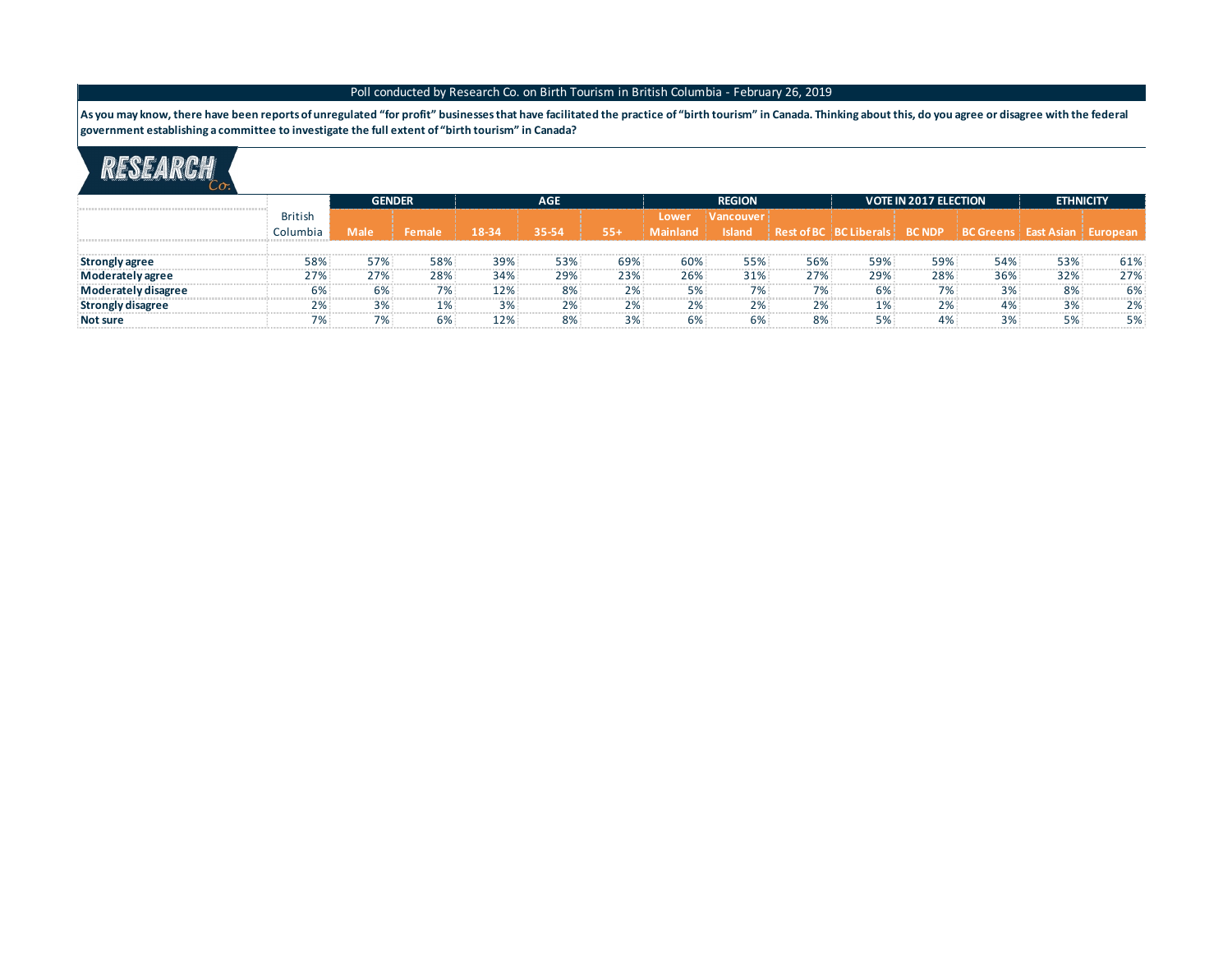Poll conducted by Research Co. on Birth Tourism in British Columbia - February 26, 2019

**As you may know, there have been reports of unregulated “for profit” businesses that have facilitated the practice of “birth tourism” in Canada. Thinking about this, do you agree or disagree with the federal government establishing a committee to investigate the full extent of “birth tourism” in Canada?**

RESEARCH Co.

| | | GENDER | | AGE | | | REGION | | | VOTE IN 2017 ELECTION | | | ETHNICITY | |
|---|---|---|---|---|---|---|---|---|---|---|---|---|---|---|
| | British Columbia | Male | Female | 18-34 | 35-54 | 55+ | Lower Mainland | Vancouver Island | Rest of BC | BC Liberals | BC NDP | BC Greens | East Asian | European |
| **Strongly agree** | 58% | 57% | 58% | 39% | 53% | 69% | 60% | 55% | 56% | 59% | 59% | 54% | 53% | 61% |
| **Moderately agree** | 27% | 27% | 28% | 34% | 29% | 23% | 26% | 31% | 27% | 29% | 28% | 36% | 32% | 27% |
| **Moderately disagree** | 6% | 6% | 7% | 12% | 8% | 2% | 5% | 7% | 7% | 6% | 7% | 3% | 8% | 6% |
| **Strongly disagree** | 2% | 3% | 1% | 3% | 2% | 2% | 2% | 2% | 2% | 1% | 2% | 4% | 3% | 2% |
| **Not sure** | 7% | 7% | 6% | 12% | 8% | 3% | 6% | 6% | 8% | 5% | 4% | 3% | 5% | 5% |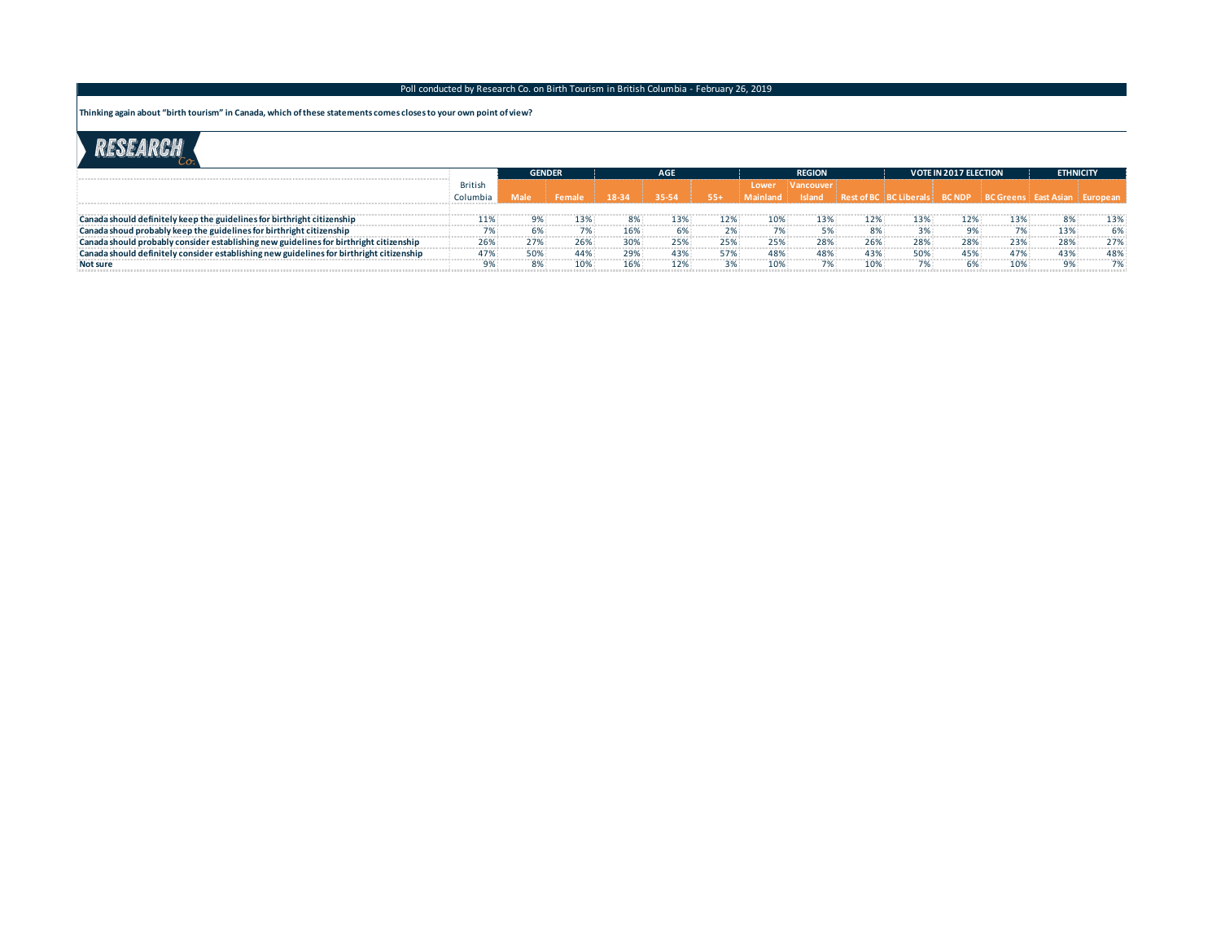Poll conducted by Research Co. on Birth Tourism in British Columbia - February 26, 2019

**Thinking again about "birth tourism" in Canada, which of these statements comes closes to your own point of view?**

RESEARCH Co.

| | British Columbia | GENDER | | AGE | | | REGION | | | VOTE IN 2017 ELECTION | | | ETHNICITY | |
|---|---|---|---|---|---|---|---|---|---|---|---|---|---|---|
| | | Male | Female | 18-34 | 35-54 | 55+ | Lower Mainland | Vancouver Island | Rest of BC | BC Liberals | BC NDP | BC Greens | East Asian | European |
| **Canada should definitely keep the guidelines for birthright citizenship** | 11% | 9% | 13% | 8% | 13% | 12% | 10% | 13% | 12% | 13% | 12% | 13% | 8% | 13% |
| **Canada shoud probably keep the guidelines for birthright citizenship** | 7% | 6% | 7% | 16% | 6% | 2% | 7% | 5% | 8% | 3% | 9% | 7% | 13% | 6% |
| **Canada should probably consider establishing new guidelines for birthright citizenship** | 26% | 27% | 26% | 30% | 25% | 25% | 25% | 28% | 26% | 28% | 28% | 23% | 28% | 27% |
| **Canada should definitely consider establishing new guidelines for birthright citizenship** | 47% | 50% | 44% | 29% | 43% | 57% | 48% | 48% | 43% | 50% | 45% | 47% | 43% | 48% |
| **Not sure** | 9% | 8% | 10% | 16% | 12% | 3% | 10% | 7% | 10% | 7% | 6% | 10% | 9% | 7% |